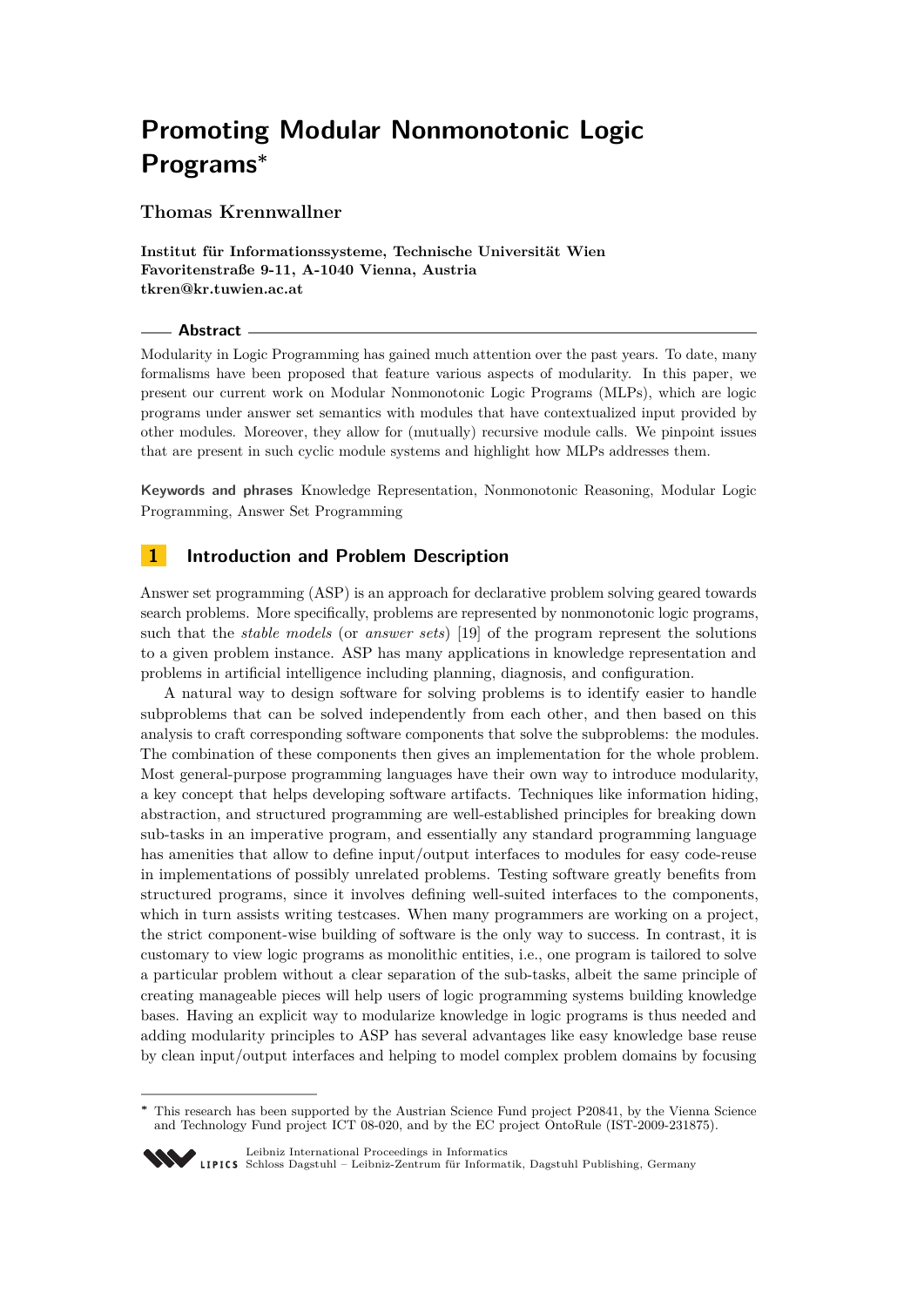# Promoting Modular Nonmonotonic Logic Programs*

**Thomas Krennwallner**

**Institut für Informationssysteme, Technische Universität Wien**
**Favoritenstraße 9-11, A-1040 Vienna, Austria**
**tkren@kr.tuwien.ac.at**

## Abstract

Modularity in Logic Programming has gained much attention over the past years. To date, many formalisms have been proposed that feature various aspects of modularity. In this paper, we present our current work on Modular Nonmonotonic Logic Programs (MLPs), which are logic programs under answer set semantics with modules that have contextualized input provided by other modules. Moreover, they allow for (mutually) recursive module calls. We pinpoint issues that are present in such cyclic module systems and highlight how MLPs addresses them.

**Keywords and phrases** Knowledge Representation, Nonmonotonic Reasoning, Modular Logic Programming, Answer Set Programming

## 1 Introduction and Problem Description

Answer set programming (ASP) is an approach for declarative problem solving geared towards search problems. More specifically, problems are represented by nonmonotonic logic programs, such that the *stable models* (or *answer sets*) [19] of the program represent the solutions to a given problem instance. ASP has many applications in knowledge representation and problems in artificial intelligence including planning, diagnosis, and configuration.

A natural way to design software for solving problems is to identify easier to handle subproblems that can be solved independently from each other, and then based on this analysis to craft corresponding software components that solve the subproblems: the modules. The combination of these components then gives an implementation for the whole problem. Most general-purpose programming languages have their own way to introduce modularity, a key concept that helps developing software artifacts. Techniques like information hiding, abstraction, and structured programming are well-established principles for breaking down sub-tasks in an imperative program, and essentially any standard programming language has amenities that allow to define input/output interfaces to modules for easy code-reuse in implementations of possibly unrelated problems. Testing software greatly benefits from structured programs, since it involves defining well-suited interfaces to the components, which in turn assists writing testcases. When many programmers are working on a project, the strict component-wise building of software is the only way to success. In contrast, it is customary to view logic programs as monolithic entities, i.e., one program is tailored to solve a particular problem without a clear separation of the sub-tasks, albeit the same principle of creating manageable pieces will help users of logic programming systems building knowledge bases. Having an explicit way to modularize knowledge in logic programs is thus needed and adding modularity principles to ASP has several advantages like easy knowledge base reuse by clean input/output interfaces and helping to model complex problem domains by focusing

* This research has been supported by the Austrian Science Fund project P20841, by the Vienna Science and Technology Fund project ICT 08-020, and by the EC project OntoRule (IST-2009-231875).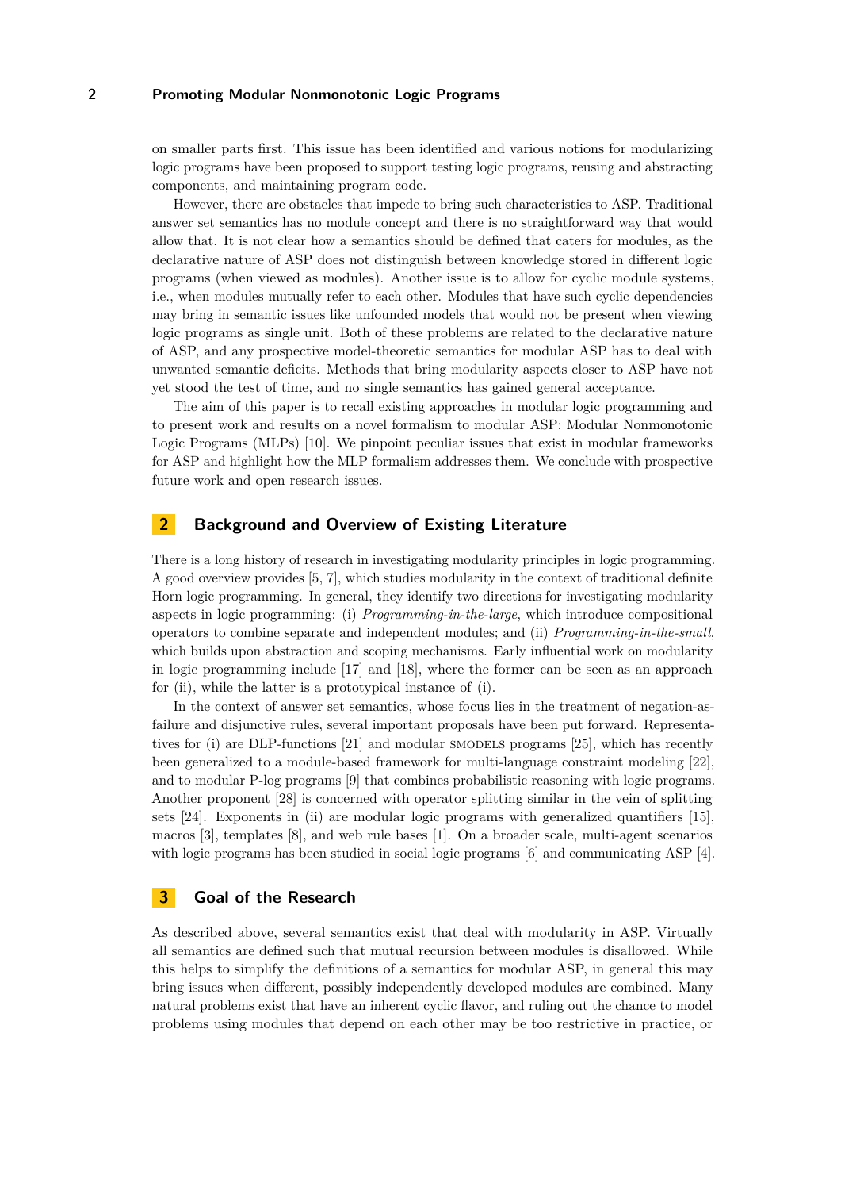on smaller parts first. This issue has been identified and various notions for modularizing logic programs have been proposed to support testing logic programs, reusing and abstracting components, and maintaining program code.

However, there are obstacles that impede to bring such characteristics to ASP. Traditional answer set semantics has no module concept and there is no straightforward way that would allow that. It is not clear how a semantics should be defined that caters for modules, as the declarative nature of ASP does not distinguish between knowledge stored in different logic programs (when viewed as modules). Another issue is to allow for cyclic module systems, i.e., when modules mutually refer to each other. Modules that have such cyclic dependencies may bring in semantic issues like unfounded models that would not be present when viewing logic programs as single unit. Both of these problems are related to the declarative nature of ASP, and any prospective model-theoretic semantics for modular ASP has to deal with unwanted semantic deficits. Methods that bring modularity aspects closer to ASP have not yet stood the test of time, and no single semantics has gained general acceptance.

The aim of this paper is to recall existing approaches in modular logic programming and to present work and results on a novel formalism to modular ASP: Modular Nonmonotonic Logic Programs (MLPs) [10]. We pinpoint peculiar issues that exist in modular frameworks for ASP and highlight how the MLP formalism addresses them. We conclude with prospective future work and open research issues.

## 2 Background and Overview of Existing Literature

There is a long history of research in investigating modularity principles in logic programming. A good overview provides [5, 7], which studies modularity in the context of traditional definite Horn logic programming. In general, they identify two directions for investigating modularity aspects in logic programming: (i) *Programming-in-the-large*, which introduce compositional operators to combine separate and independent modules; and (ii) *Programming-in-the-small*, which builds upon abstraction and scoping mechanisms. Early influential work on modularity in logic programming include [17] and [18], where the former can be seen as an approach for (ii), while the latter is a prototypical instance of (i).

In the context of answer set semantics, whose focus lies in the treatment of negation-as-failure and disjunctive rules, several important proposals have been put forward. Representatives for (i) are DLP-functions [21] and modular SMODELS programs [25], which has recently been generalized to a module-based framework for multi-language constraint modeling [22], and to modular P-log programs [9] that combines probabilistic reasoning with logic programs. Another proponent [28] is concerned with operator splitting similar in the vein of splitting sets [24]. Exponents in (ii) are modular logic programs with generalized quantifiers [15], macros [3], templates [8], and web rule bases [1]. On a broader scale, multi-agent scenarios with logic programs has been studied in social logic programs [6] and communicating ASP [4].

## 3 Goal of the Research

As described above, several semantics exist that deal with modularity in ASP. Virtually all semantics are defined such that mutual recursion between modules is disallowed. While this helps to simplify the definitions of a semantics for modular ASP, in general this may bring issues when different, possibly independently developed modules are combined. Many natural problems exist that have an inherent cyclic flavor, and ruling out the chance to model problems using modules that depend on each other may be too restrictive in practice, or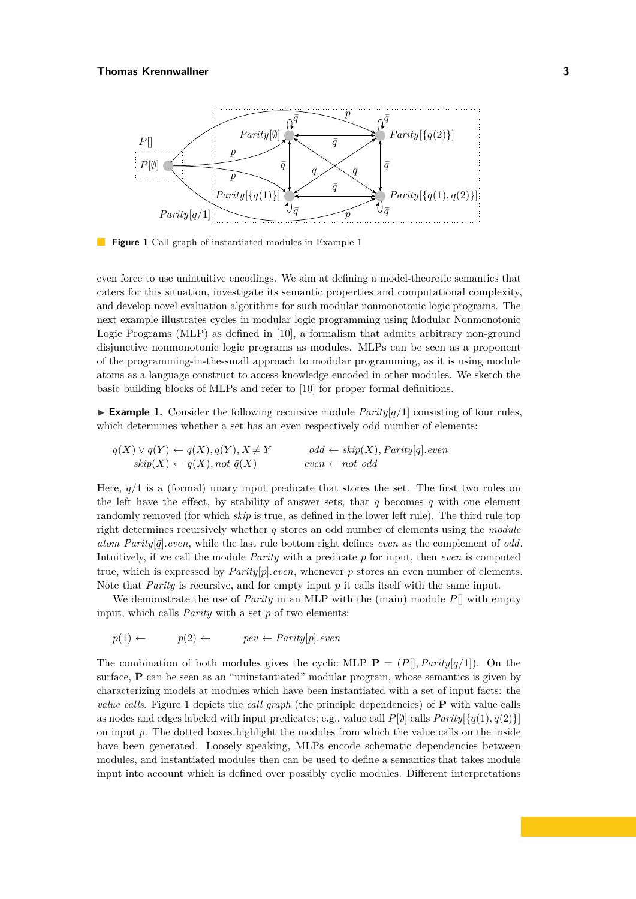**Figure 1** Call graph of instantiated modules in Example 1

even force to use unintuitive encodings. We aim at defining a model-theoretic semantics that caters for this situation, investigate its semantic properties and computational complexity, and develop novel evaluation algorithms for such modular nonmonotonic logic programs. The next example illustrates cycles in modular logic programming using Modular Nonmonotonic Logic Programs (MLP) as defined in [10], a formalism that admits arbitrary non-ground disjunctive nonmonotonic logic programs as modules. MLPs can be seen as a proponent of the programming-in-the-small approach to modular programming, as it is using module atoms as a language construct to access knowledge encoded in other modules. We sketch the basic building blocks of MLPs and refer to [10] for proper formal definitions.

▶ **Example 1.** Consider the following recursive module $Parity[q/1]$ consisting of four rules, which determines whether a set has an even respectively odd number of elements:

$$\bar{q}(X) \vee \bar{q}(Y) \leftarrow q(X), q(Y), X \neq Y \qquad odd \leftarrow skip(X), Parity[\bar{q}].even$$
$$skip(X) \leftarrow q(X), not\ \bar{q}(X) \qquad even \leftarrow not\ odd$$

Here, $q/1$ is a (formal) unary input predicate that stores the set. The first two rules on the left have the effect, by stability of answer sets, that $q$ becomes $\bar{q}$ with one element randomly removed (for which *skip* is true, as defined in the lower left rule). The third rule top right determines recursively whether $q$ stores an odd number of elements using the *module atom* $Parity[\bar{q}].even$, while the last rule bottom right defines *even* as the complement of *odd*. Intuitively, if we call the module *Parity* with a predicate $p$ for input, then *even* is computed true, which is expressed by $Parity[p].even$, whenever $p$ stores an even number of elements. Note that *Parity* is recursive, and for empty input $p$ it calls itself with the same input.

We demonstrate the use of *Parity* in an MLP with the (main) module $P[]$ with empty input, which calls *Parity* with a set $p$ of two elements:

$$p(1) \leftarrow \qquad p(2) \leftarrow \qquad pev \leftarrow Parity[p].even$$

The combination of both modules gives the cyclic MLP $\mathbf{P} = (P[], Parity[q/1])$. On the surface, $\mathbf{P}$ can be seen as an "uninstantiated" modular program, whose semantics is given by characterizing models at modules which have been instantiated with a set of input facts: the *value calls*. Figure 1 depicts the *call graph* (the principle dependencies) of $\mathbf{P}$ with value calls as nodes and edges labeled with input predicates; e.g., value call $P[\emptyset]$ calls $Parity[\{q(1), q(2)\}]$ on input $p$. The dotted boxes highlight the modules from which the value calls on the inside have been generated. Loosely speaking, MLPs encode schematic dependencies between modules, and instantiated modules then can be used to define a semantics that takes module input into account which is defined over possibly cyclic modules. Different interpretations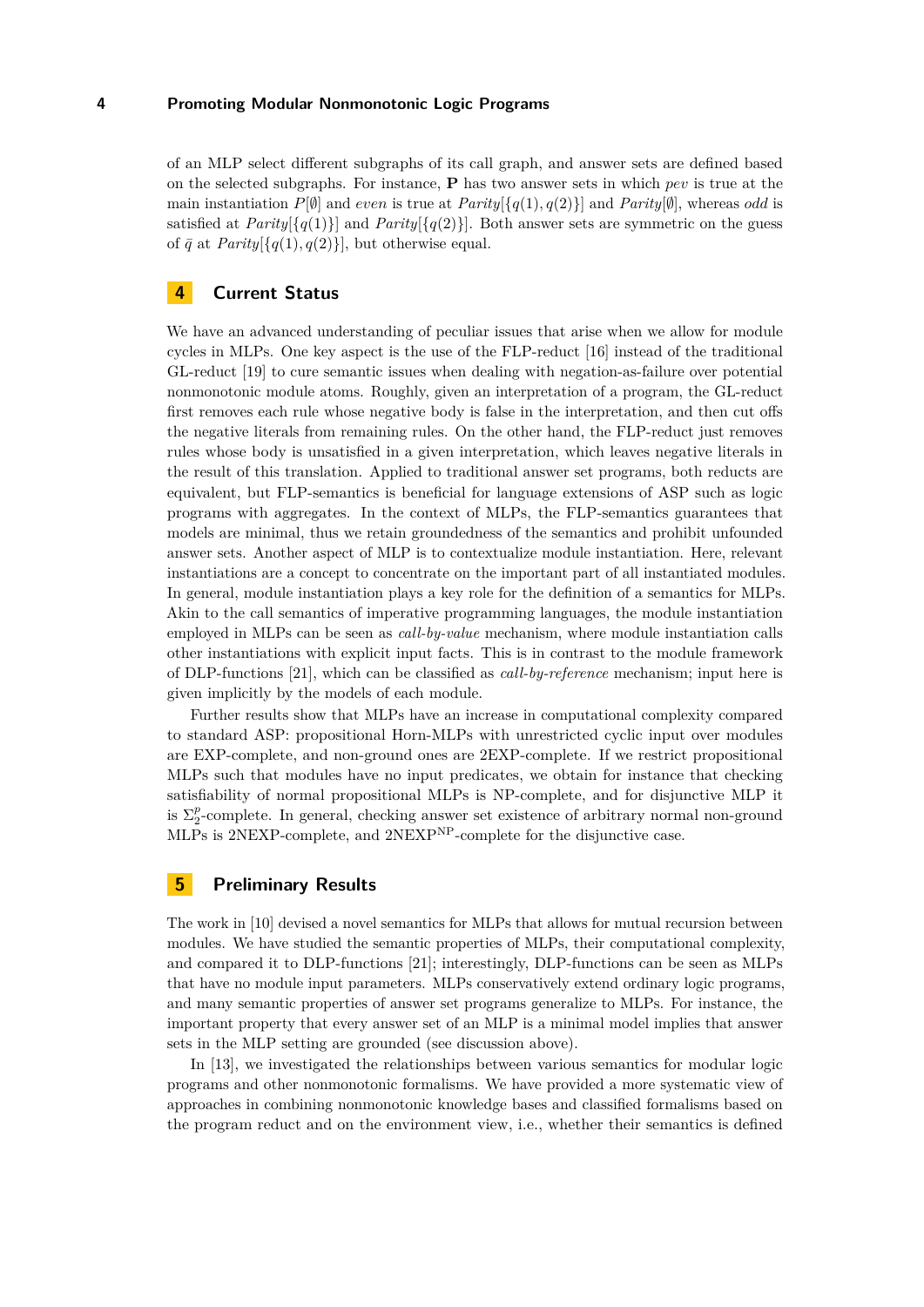of an MLP select different subgraphs of its call graph, and answer sets are defined based on the selected subgraphs. For instance, **P** has two answer sets in which *pev* is true at the main instantiation $P[\emptyset]$ and *even* is true at $Parity[\{q(1), q(2)\}]$ and $Parity[\emptyset]$, whereas *odd* is satisfied at $Parity[\{q(1)\}]$ and $Parity[\{q(2)\}]$. Both answer sets are symmetric on the guess of $\bar{q}$ at $Parity[\{q(1), q(2)\}]$, but otherwise equal.

## 4 Current Status

We have an advanced understanding of peculiar issues that arise when we allow for module cycles in MLPs. One key aspect is the use of the FLP-reduct [16] instead of the traditional GL-reduct [19] to cure semantic issues when dealing with negation-as-failure over potential nonmonotonic module atoms. Roughly, given an interpretation of a program, the GL-reduct first removes each rule whose negative body is false in the interpretation, and then cut offs the negative literals from remaining rules. On the other hand, the FLP-reduct just removes rules whose body is unsatisfied in a given interpretation, which leaves negative literals in the result of this translation. Applied to traditional answer set programs, both reducts are equivalent, but FLP-semantics is beneficial for language extensions of ASP such as logic programs with aggregates. In the context of MLPs, the FLP-semantics guarantees that models are minimal, thus we retain groundedness of the semantics and prohibit unfounded answer sets. Another aspect of MLP is to contextualize module instantiation. Here, relevant instantiations are a concept to concentrate on the important part of all instantiated modules. In general, module instantiation plays a key role for the definition of a semantics for MLPs. Akin to the call semantics of imperative programming languages, the module instantiation employed in MLPs can be seen as *call-by-value* mechanism, where module instantiation calls other instantiations with explicit input facts. This is in contrast to the module framework of DLP-functions [21], which can be classified as *call-by-reference* mechanism; input here is given implicitly by the models of each module.

Further results show that MLPs have an increase in computational complexity compared to standard ASP: propositional Horn-MLPs with unrestricted cyclic input over modules are EXP-complete, and non-ground ones are 2EXP-complete. If we restrict propositional MLPs such that modules have no input predicates, we obtain for instance that checking satisfiability of normal propositional MLPs is NP-complete, and for disjunctive MLP it is $\Sigma_2^p$-complete. In general, checking answer set existence of arbitrary normal non-ground MLPs is 2NEXP-complete, and $\text{2NEXP}^{\text{NP}}$-complete for the disjunctive case.

## 5 Preliminary Results

The work in [10] devised a novel semantics for MLPs that allows for mutual recursion between modules. We have studied the semantic properties of MLPs, their computational complexity, and compared it to DLP-functions [21]; interestingly, DLP-functions can be seen as MLPs that have no module input parameters. MLPs conservatively extend ordinary logic programs, and many semantic properties of answer set programs generalize to MLPs. For instance, the important property that every answer set of an MLP is a minimal model implies that answer sets in the MLP setting are grounded (see discussion above).

In [13], we investigated the relationships between various semantics for modular logic programs and other nonmonotonic formalisms. We have provided a more systematic view of approaches in combining nonmonotonic knowledge bases and classified formalisms based on the program reduct and on the environment view, i.e., whether their semantics is defined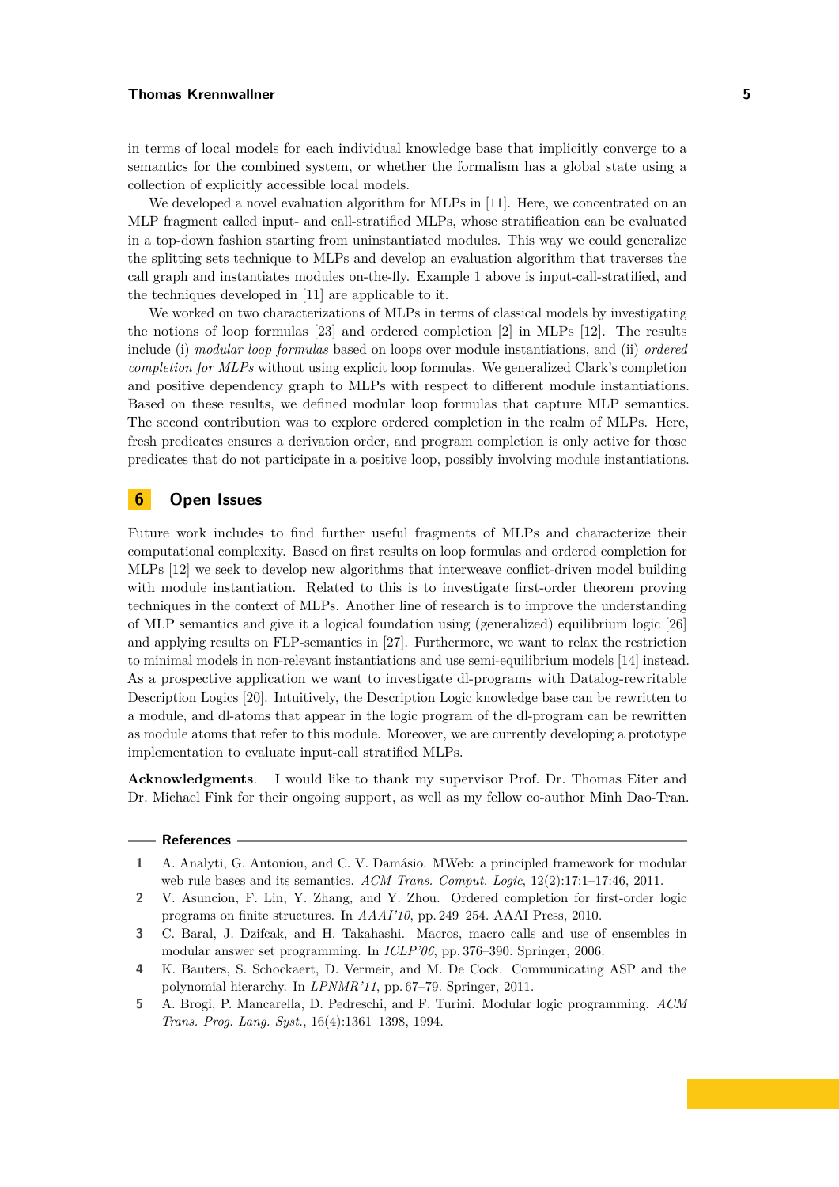in terms of local models for each individual knowledge base that implicitly converge to a semantics for the combined system, or whether the formalism has a global state using a collection of explicitly accessible local models.

We developed a novel evaluation algorithm for MLPs in [11]. Here, we concentrated on an MLP fragment called input- and call-stratified MLPs, whose stratification can be evaluated in a top-down fashion starting from uninstantiated modules. This way we could generalize the splitting sets technique to MLPs and develop an evaluation algorithm that traverses the call graph and instantiates modules on-the-fly. Example 1 above is input-call-stratified, and the techniques developed in [11] are applicable to it.

We worked on two characterizations of MLPs in terms of classical models by investigating the notions of loop formulas [23] and ordered completion [2] in MLPs [12]. The results include (i) *modular loop formulas* based on loops over module instantiations, and (ii) *ordered completion for MLPs* without using explicit loop formulas. We generalized Clark's completion and positive dependency graph to MLPs with respect to different module instantiations. Based on these results, we defined modular loop formulas that capture MLP semantics. The second contribution was to explore ordered completion in the realm of MLPs. Here, fresh predicates ensures a derivation order, and program completion is only active for those predicates that do not participate in a positive loop, possibly involving module instantiations.

## 6 Open Issues

Future work includes to find further useful fragments of MLPs and characterize their computational complexity. Based on first results on loop formulas and ordered completion for MLPs [12] we seek to develop new algorithms that interweave conflict-driven model building with module instantiation. Related to this is to investigate first-order theorem proving techniques in the context of MLPs. Another line of research is to improve the understanding of MLP semantics and give it a logical foundation using (generalized) equilibrium logic [26] and applying results on FLP-semantics in [27]. Furthermore, we want to relax the restriction to minimal models in non-relevant instantiations and use semi-equilibrium models [14] instead. As a prospective application we want to investigate dl-programs with Datalog-rewritable Description Logics [20]. Intuitively, the Description Logic knowledge base can be rewritten to a module, and dl-atoms that appear in the logic program of the dl-program can be rewritten as module atoms that refer to this module. Moreover, we are currently developing a prototype implementation to evaluate input-call stratified MLPs.

**Acknowledgments.** I would like to thank my supervisor Prof. Dr. Thomas Eiter and Dr. Michael Fink for their ongoing support, as well as my fellow co-author Minh Dao-Tran.

## References

1. A. Analyti, G. Antoniou, and C. V. Damásio. MWeb: a principled framework for modular web rule bases and its semantics. *ACM Trans. Comput. Logic*, 12(2):17:1–17:46, 2011.
2. V. Asuncion, F. Lin, Y. Zhang, and Y. Zhou. Ordered completion for first-order logic programs on finite structures. In *AAAI'10*, pp. 249–254. AAAI Press, 2010.
3. C. Baral, J. Dzifcak, and H. Takahashi. Macros, macro calls and use of ensembles in modular answer set programming. In *ICLP'06*, pp. 376–390. Springer, 2006.
4. K. Bauters, S. Schockaert, D. Vermeir, and M. De Cock. Communicating ASP and the polynomial hierarchy. In *LPNMR'11*, pp. 67–79. Springer, 2011.
5. A. Brogi, P. Mancarella, D. Pedreschi, and F. Turini. Modular logic programming. *ACM Trans. Prog. Lang. Syst.*, 16(4):1361–1398, 1994.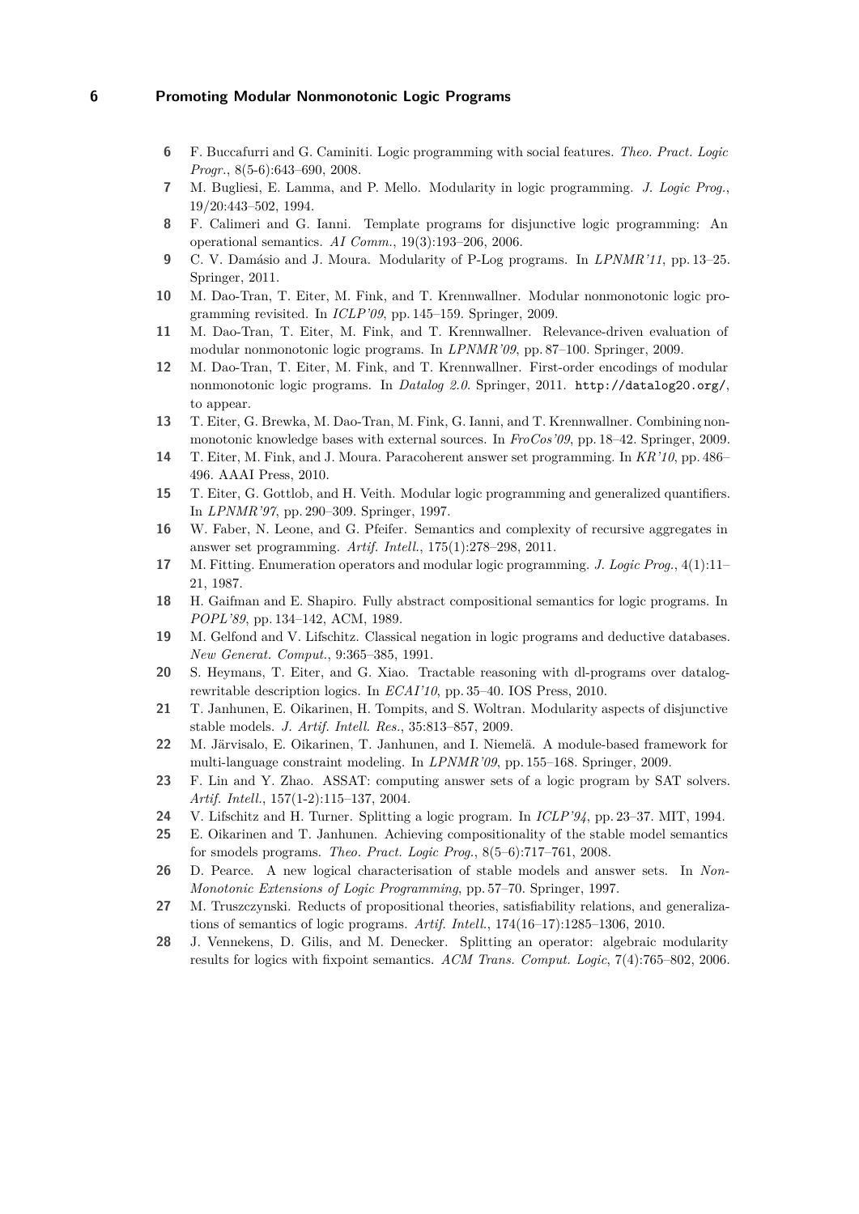6. F. Buccafurri and G. Caminiti. Logic programming with social features. *Theo. Pract. Logic Progr.*, 8(5-6):643–690, 2008.
7. M. Bugliesi, E. Lamma, and P. Mello. Modularity in logic programming. *J. Logic Prog.*, 19/20:443–502, 1994.
8. F. Calimeri and G. Ianni. Template programs for disjunctive logic programming: An operational semantics. *AI Comm.*, 19(3):193–206, 2006.
9. C. V. Damásio and J. Moura. Modularity of P-Log programs. In *LPNMR'11*, pp. 13–25. Springer, 2011.
10. M. Dao-Tran, T. Eiter, M. Fink, and T. Krennwallner. Modular nonmonotonic logic programming revisited. In *ICLP'09*, pp. 145–159. Springer, 2009.
11. M. Dao-Tran, T. Eiter, M. Fink, and T. Krennwallner. Relevance-driven evaluation of modular nonmonotonic logic programs. In *LPNMR'09*, pp. 87–100. Springer, 2009.
12. M. Dao-Tran, T. Eiter, M. Fink, and T. Krennwallner. First-order encodings of modular nonmonotonic logic programs. In *Datalog 2.0*. Springer, 2011. `http://datalog20.org/`, to appear.
13. T. Eiter, G. Brewka, M. Dao-Tran, M. Fink, G. Ianni, and T. Krennwallner. Combining nonmonotonic knowledge bases with external sources. In *FroCos'09*, pp. 18–42. Springer, 2009.
14. T. Eiter, M. Fink, and J. Moura. Paracoherent answer set programming. In *KR'10*, pp. 486–496. AAAI Press, 2010.
15. T. Eiter, G. Gottlob, and H. Veith. Modular logic programming and generalized quantifiers. In *LPNMR'97*, pp. 290–309. Springer, 1997.
16. W. Faber, N. Leone, and G. Pfeifer. Semantics and complexity of recursive aggregates in answer set programming. *Artif. Intell.*, 175(1):278–298, 2011.
17. M. Fitting. Enumeration operators and modular logic programming. *J. Logic Prog.*, 4(1):11–21, 1987.
18. H. Gaifman and E. Shapiro. Fully abstract compositional semantics for logic programs. In *POPL'89*, pp. 134–142, ACM, 1989.
19. M. Gelfond and V. Lifschitz. Classical negation in logic programs and deductive databases. *New Generat. Comput.*, 9:365–385, 1991.
20. S. Heymans, T. Eiter, and G. Xiao. Tractable reasoning with dl-programs over datalog-rewritable description logics. In *ECAI'10*, pp. 35–40. IOS Press, 2010.
21. T. Janhunen, E. Oikarinen, H. Tompits, and S. Woltran. Modularity aspects of disjunctive stable models. *J. Artif. Intell. Res.*, 35:813–857, 2009.
22. M. Järvisalo, E. Oikarinen, T. Janhunen, and I. Niemelä. A module-based framework for multi-language constraint modeling. In *LPNMR'09*, pp. 155–168. Springer, 2009.
23. F. Lin and Y. Zhao. ASSAT: computing answer sets of a logic program by SAT solvers. *Artif. Intell.*, 157(1-2):115–137, 2004.
24. V. Lifschitz and H. Turner. Splitting a logic program. In *ICLP'94*, pp. 23–37. MIT, 1994.
25. E. Oikarinen and T. Janhunen. Achieving compositionality of the stable model semantics for smodels programs. *Theo. Pract. Logic Prog.*, 8(5–6):717–761, 2008.
26. D. Pearce. A new logical characterisation of stable models and answer sets. In *Non-Monotonic Extensions of Logic Programming*, pp. 57–70. Springer, 1997.
27. M. Truszczynski. Reducts of propositional theories, satisfiability relations, and generalizations of semantics of logic programs. *Artif. Intell.*, 174(16–17):1285–1306, 2010.
28. J. Vennekens, D. Gilis, and M. Denecker. Splitting an operator: algebraic modularity results for logics with fixpoint semantics. *ACM Trans. Comput. Logic*, 7(4):765–802, 2006.